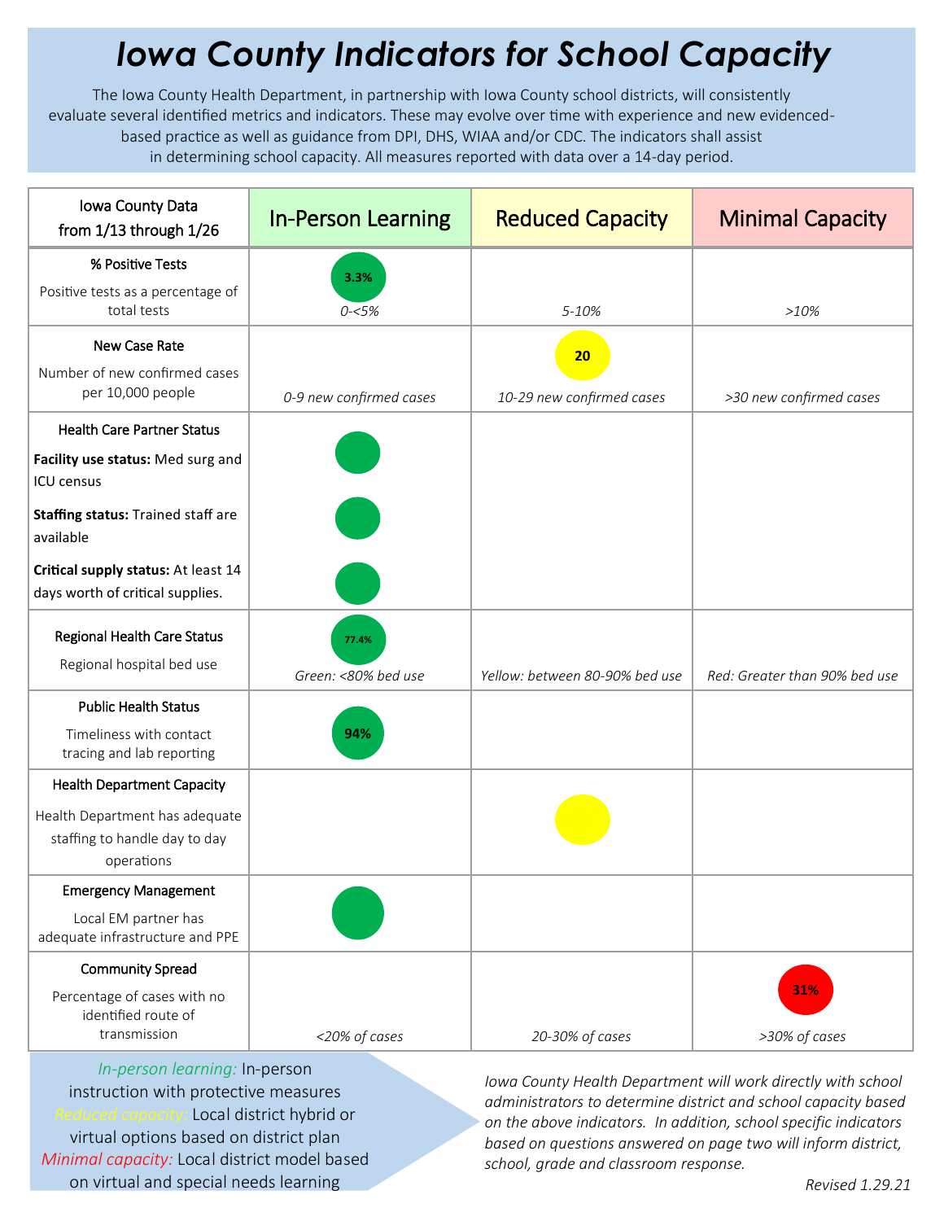# *Iowa County Indicators for School Capacity*

The Iowa County Health Department, in partnership with Iowa County school districts, will consistently evaluate several identified metrics and indicators. These may evolve over time with experience and new evidenced-based practice as well as guidance from DPI, DHS, WIAA and/or CDC. The indicators shall assist in determining school capacity. All measures reported with data over a 14-day period.

| Iowa County Data from 1/13 through 1/26 | In-Person Learning | Reduced Capacity | Minimal Capacity |
|---|---|---|---|
| **% Positive Tests**<br>Positive tests as a percentage of total tests | 3.3%<br>*0-<5%* | *5-10%* | *>10%* |
| **New Case Rate**<br>Number of new confirmed cases per 10,000 people | *0-9 new confirmed cases* | 20<br>*10-29 new confirmed cases* | *>30 new confirmed cases* |
| **Health Care Partner Status**<br>**Facility use status:** Med surg and ICU census<br>**Staffing status:** Trained staff are available<br>**Critical supply status:** At least 14 days worth of critical supplies. | ●<br>●<br>● | | |
| **Regional Health Care Status**<br>Regional hospital bed use | 77.4%<br>*Green: <80% bed use* | *Yellow: between 80-90% bed use* | *Red: Greater than 90% bed use* |
| **Public Health Status**<br>Timeliness with contact tracing and lab reporting | 94% | | |
| **Health Department Capacity**<br>Health Department has adequate staffing to handle day to day operations | | ● | |
| **Emergency Management**<br>Local EM partner has adequate infrastructure and PPE | ● | | |
| **Community Spread**<br>Percentage of cases with no identified route of transmission | *<20% of cases* | *20-30% of cases* | 31%<br>*>30% of cases* |

*In-person learning:* In-person instruction with protective measures
*Reduced capacity:* Local district hybrid or virtual options based on district plan
*Minimal capacity:* Local district model based on virtual and special needs learning

*Iowa County Health Department will work directly with school administrators to determine district and school capacity based on the above indicators. In addition, school specific indicators based on questions answered on page two will inform district, school, grade and classroom response.*

*Revised 1.29.21*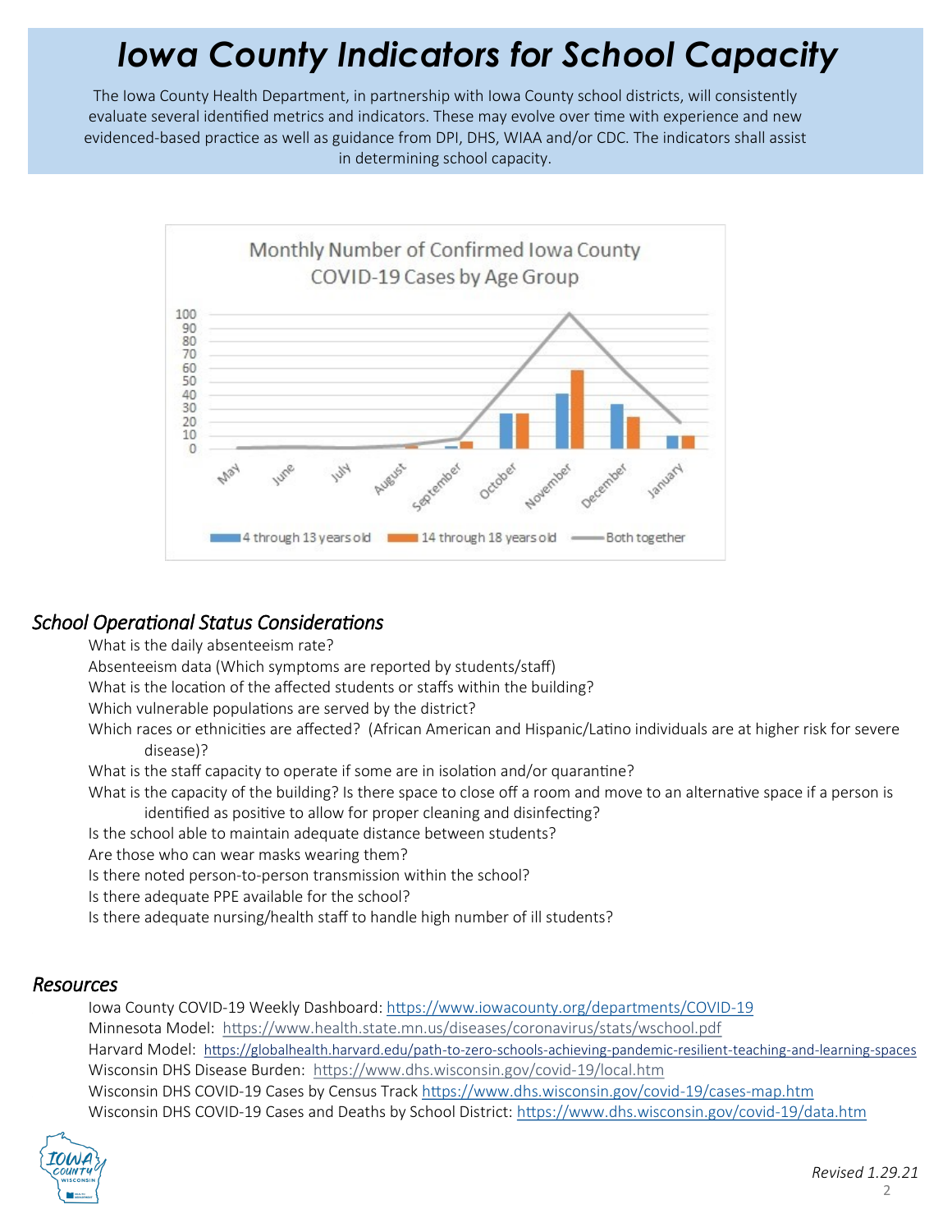# Iowa County Indicators for School Capacity

The Iowa County Health Department, in partnership with Iowa County school districts, will consistently evaluate several identified metrics and indicators. These may evolve over time with experience and new evidenced-based practice as well as guidance from DPI, DHS, WIAA and/or CDC. The indicators shall assist in determining school capacity.

Monthly Number of Confirmed Iowa County COVID-19 Cases by Age Group

100
90
80
70
60
50
40
30
20
10
0

May
June
July
August
September
October
November
December
January

4 through 13 years old
14 through 18 years old
Both together

## *School Operational Status Considerations*

What is the daily absenteeism rate?
Absenteeism data (Which symptoms are reported by students/staff)
What is the location of the affected students or staffs within the building?
Which vulnerable populations are served by the district?
Which races or ethnicities are affected? (African American and Hispanic/Latino individuals are at higher risk for severe disease)?
What is the staff capacity to operate if some are in isolation and/or quarantine?
What is the capacity of the building? Is there space to close off a room and move to an alternative space if a person is identified as positive to allow for proper cleaning and disinfecting?
Is the school able to maintain adequate distance between students?
Are those who can wear masks wearing them?
Is there noted person-to-person transmission within the school?
Is there adequate PPE available for the school?
Is there adequate nursing/health staff to handle high number of ill students?

## *Resources*

Iowa County COVID-19 Weekly Dashboard: https://www.iowacounty.org/departments/COVID-19
Minnesota Model: https://www.health.state.mn.us/diseases/coronavirus/stats/wschool.pdf
Harvard Model: https://globalhealth.harvard.edu/path-to-zero-schools-achieving-pandemic-resilient-teaching-and-learning-spaces
Wisconsin DHS Disease Burden: https://www.dhs.wisconsin.gov/covid-19/local.htm
Wisconsin DHS COVID-19 Cases by Census Track https://www.dhs.wisconsin.gov/covid-19/cases-map.htm
Wisconsin DHS COVID-19 Cases and Deaths by School District: https://www.dhs.wisconsin.gov/covid-19/data.htm

*Revised 1.29.21*